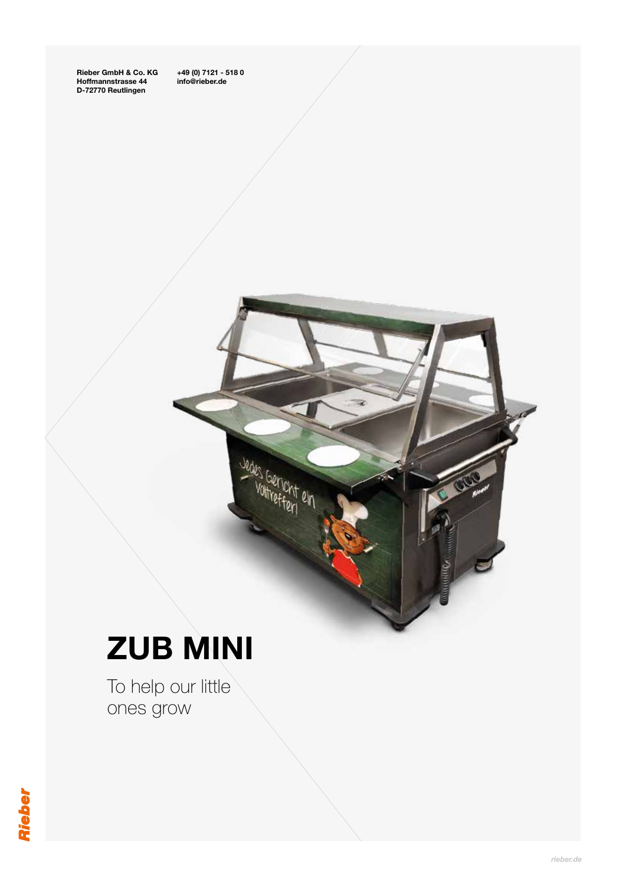Rieber GmbH & Co. KG
Hoffmannstrasse 44
D-72770 Reutlingen

+49 (0) 7121 - 518 0
info@rieber.de

# ZUB MINI

To help our little ones grow

Rieber

rieber.de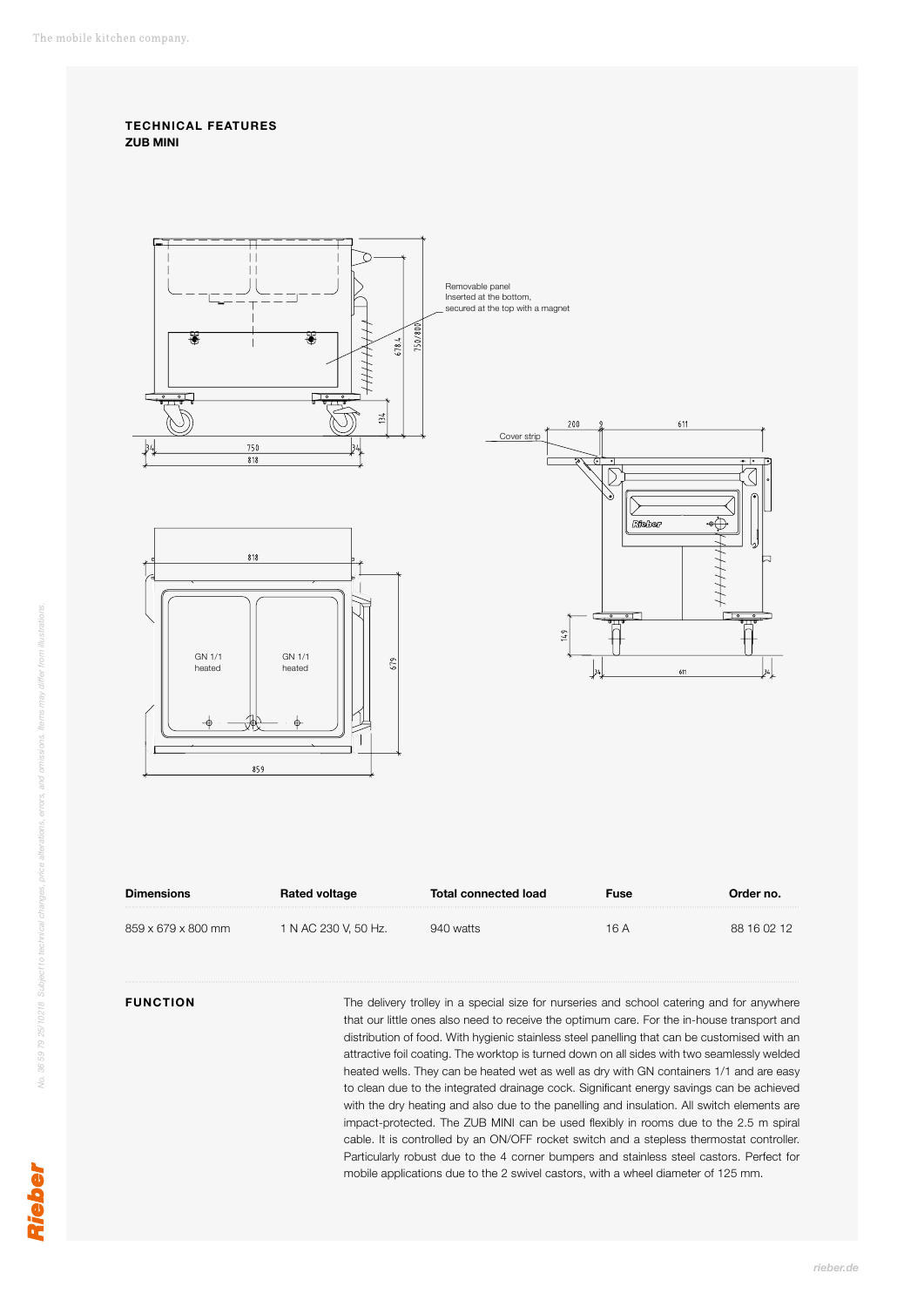## TECHNICAL FEATURES
## ZUB MINI

Removable panel
Inserted at the bottom,
secured at the top with a magnet

750/800
678.4
134
34
750
34
818

Cover strip
200
9
611
149
34
611
34

818
GN 1/1
heated
GN 1/1
heated
679
859

| Dimensions | Rated voltage | Total connected load | Fuse | Order no. |
|---|---|---|---|---|
| 859 x 679 x 800 mm | 1 N AC 230 V, 50 Hz. | 940 watts | 16 A | 88 16 02 12 |

## FUNCTION

The delivery trolley in a special size for nurseries and school catering and for anywhere that our little ones also need to receive the optimum care. For the in-house transport and distribution of food. With hygienic stainless steel panelling that can be customised with an attractive foil coating. The worktop is turned down on all sides with two seamlessly welded heated wells. They can be heated wet as well as dry with GN containers 1/1 and are easy to clean due to the integrated drainage cock. Significant energy savings can be achieved with the dry heating and also due to the panelling and insulation. All switch elements are impact-protected. The ZUB MINI can be used flexibly in rooms due to the 2.5 m spiral cable. It is controlled by an ON/OFF rocket switch and a stepless thermostat controller. Particularly robust due to the 4 corner bumpers and stainless steel castors. Perfect for mobile applications due to the 2 swivel castors, with a wheel diameter of 125 mm.

*No. 36 59 79 25/10218. Subject to technical changes, price alterations, errors, and omissions. Items may differ from illustrations.*